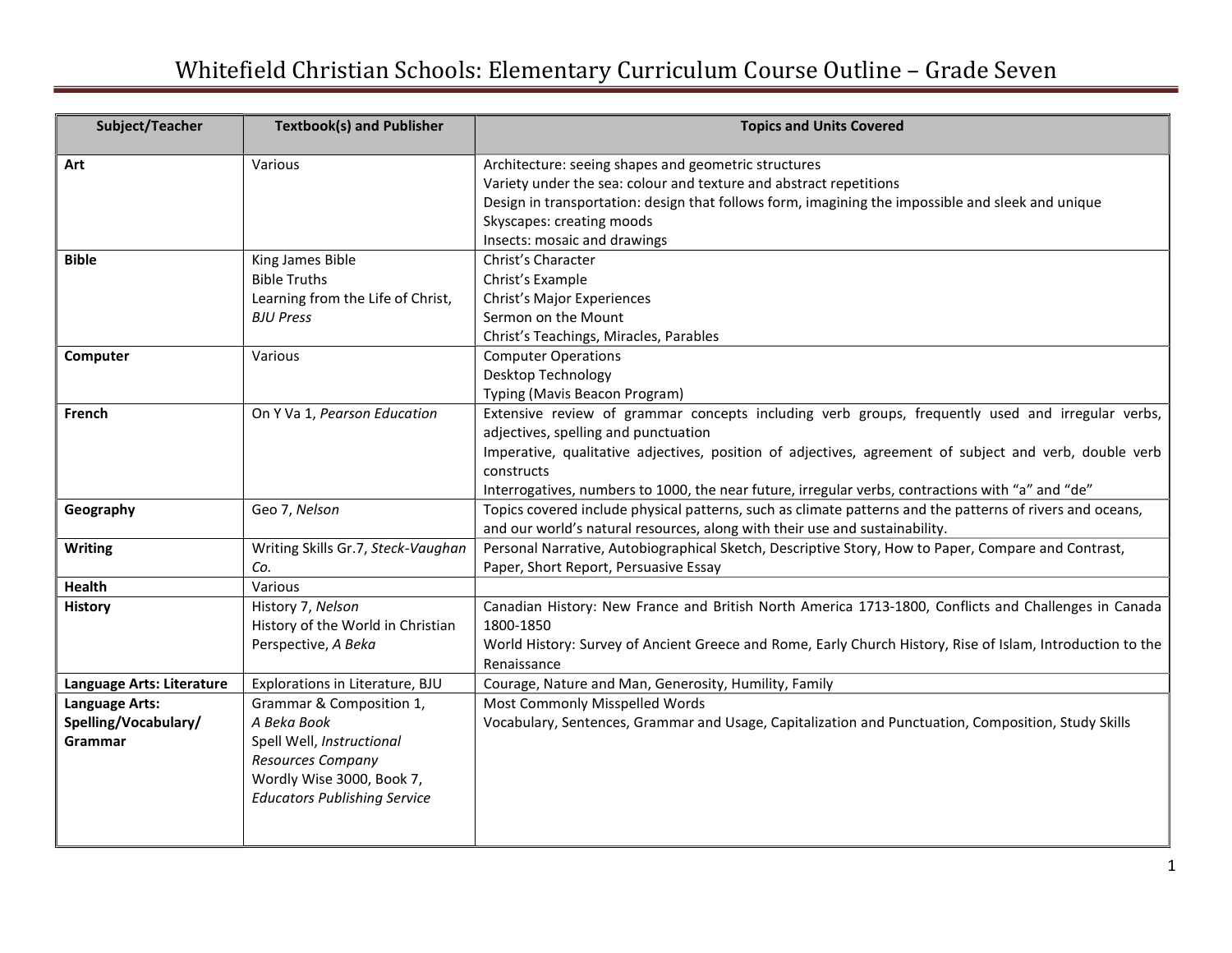# Whitefield Christian Schools: Elementary Curriculum Course Outline – Grade Seven

| Subject/Teacher | Textbook(s) and Publisher | Topics and Units Covered |
|---|---|---|
| **Art** | Various | Architecture: seeing shapes and geometric structures<br>Variety under the sea: colour and texture and abstract repetitions<br>Design in transportation: design that follows form, imagining the impossible and sleek and unique<br>Skyscapes: creating moods<br>Insects: mosaic and drawings |
| **Bible** | King James Bible<br>Bible Truths<br>Learning from the Life of Christ, *BJU Press* | Christ's Character<br>Christ's Example<br>Christ's Major Experiences<br>Sermon on the Mount<br>Christ's Teachings, Miracles, Parables |
| **Computer** | Various | Computer Operations<br>Desktop Technology<br>Typing (Mavis Beacon Program) |
| **French** | On Y Va 1, *Pearson Education* | Extensive review of grammar concepts including verb groups, frequently used and irregular verbs, adjectives, spelling and punctuation<br>Imperative, qualitative adjectives, position of adjectives, agreement of subject and verb, double verb constructs<br>Interrogatives, numbers to 1000, the near future, irregular verbs, contractions with "a" and "de" |
| **Geography** | Geo 7, *Nelson* | Topics covered include physical patterns, such as climate patterns and the patterns of rivers and oceans, and our world's natural resources, along with their use and sustainability. |
| **Writing** | Writing Skills Gr.7, *Steck-Vaughan Co.* | Personal Narrative, Autobiographical Sketch, Descriptive Story, How to Paper, Compare and Contrast, Paper, Short Report, Persuasive Essay |
| **Health** | Various | |
| **History** | History 7, *Nelson*<br>History of the World in Christian Perspective, *A Beka* | Canadian History: New France and British North America 1713-1800, Conflicts and Challenges in Canada 1800-1850<br>World History: Survey of Ancient Greece and Rome, Early Church History, Rise of Islam, Introduction to the Renaissance |
| **Language Arts: Literature** | Explorations in Literature, BJU | Courage, Nature and Man, Generosity, Humility, Family |
| **Language Arts: Spelling/Vocabulary/ Grammar** | Grammar & Composition 1, *A Beka Book*<br>Spell Well, *Instructional Resources Company*<br>Wordly Wise 3000, Book 7, *Educators Publishing Service* | Most Commonly Misspelled Words<br>Vocabulary, Sentences, Grammar and Usage, Capitalization and Punctuation, Composition, Study Skills |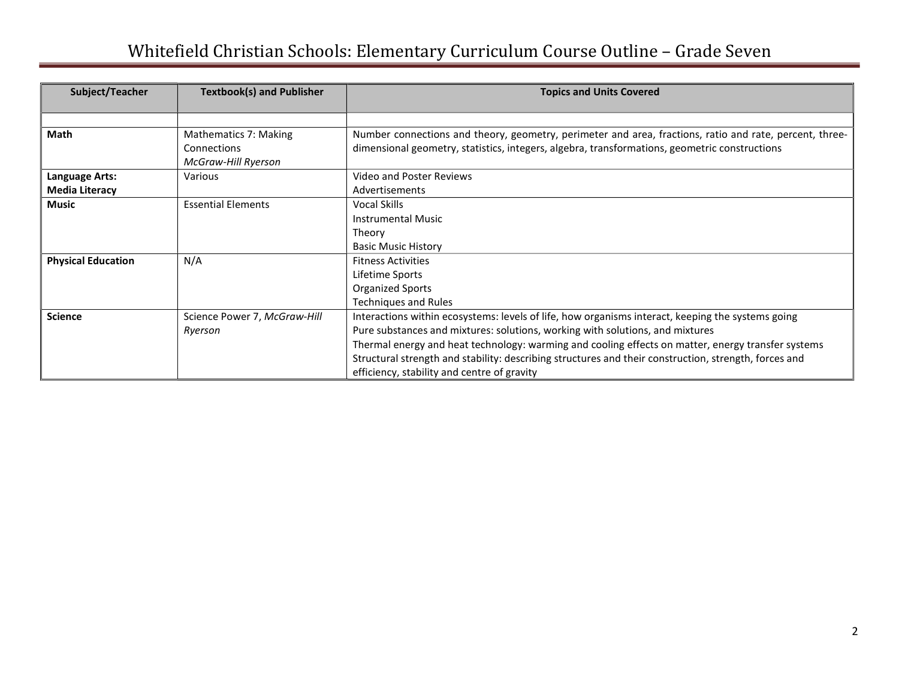# Whitefield Christian Schools: Elementary Curriculum Course Outline – Grade Seven

| Subject/Teacher | Textbook(s) and Publisher | Topics and Units Covered |
|---|---|---|
| | | |
| **Math** | Mathematics 7: Making Connections *McGraw-Hill Ryerson* | Number connections and theory, geometry, perimeter and area, fractions, ratio and rate, percent, three-dimensional geometry, statistics, integers, algebra, transformations, geometric constructions |
| **Language Arts: Media Literacy** | Various | Video and Poster Reviews<br>Advertisements |
| **Music** | Essential Elements | Vocal Skills<br>Instrumental Music<br>Theory<br>Basic Music History |
| **Physical Education** | N/A | Fitness Activities<br>Lifetime Sports<br>Organized Sports<br>Techniques and Rules |
| **Science** | Science Power 7, *McGraw-Hill Ryerson* | Interactions within ecosystems: levels of life, how organisms interact, keeping the systems going<br>Pure substances and mixtures: solutions, working with solutions, and mixtures<br>Thermal energy and heat technology: warming and cooling effects on matter, energy transfer systems<br>Structural strength and stability: describing structures and their construction, strength, forces and efficiency, stability and centre of gravity |